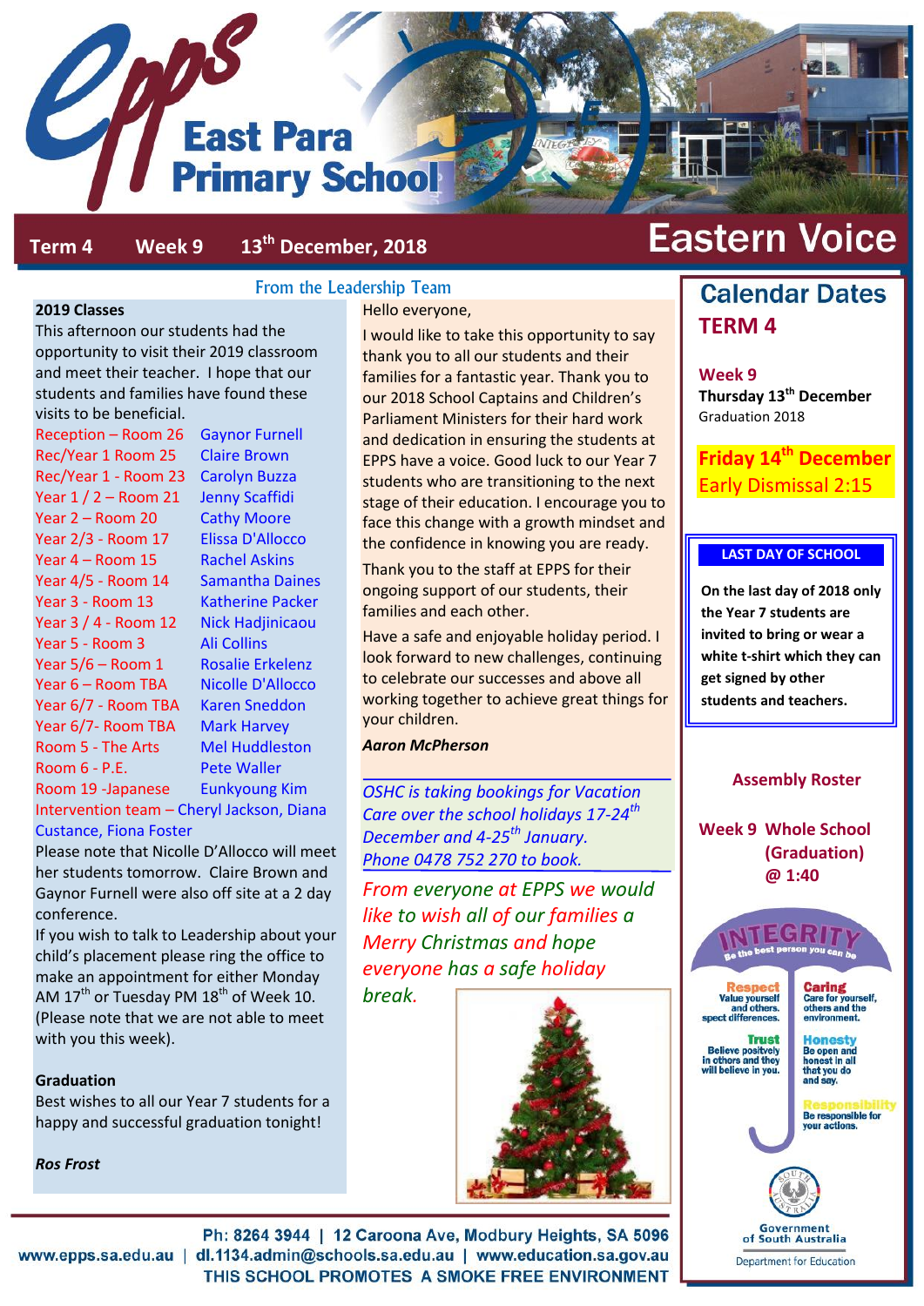# East Para Primary School

**Term 4 Week 9 13th December, 2018**

# Eastern Voice

## From the Leadership Team

### 2019 Classes

This afternoon our students had the opportunity to visit their 2019 classroom and meet their teacher. I hope that our students and families have found these visits to be beneficial.

| Class | Teacher |
|---|---|
| Reception – Room 26 | Gaynor Furnell |
| Rec/Year 1 Room 25 | Claire Brown |
| Rec/Year 1 - Room 23 | Carolyn Buzza |
| Year 1 / 2 – Room 21 | Jenny Scaffidi |
| Year 2 – Room 20 | Cathy Moore |
| Year 2/3 - Room 17 | Elissa D'Allocco |
| Year 4 – Room 15 | Rachel Askins |
| Year 4/5 - Room 14 | Samantha Daines |
| Year 3 - Room 13 | Katherine Packer |
| Year 3 / 4 - Room 12 | Nick Hadjinicaou |
| Year 5 - Room 3 | Ali Collins |
| Year 5/6 – Room 1 | Rosalie Erkelenz |
| Year 6 – Room TBA | Nicolle D'Allocco |
| Year 6/7 - Room TBA | Karen Sneddon |
| Year 6/7- Room TBA | Mark Harvey |
| Room 5 - The Arts | Mel Huddleston |
| Room 6 - P.E. | Pete Waller |
| Room 19 -Japanese | Eunkyoung Kim |

Intervention team – Cheryl Jackson, Diana Custance, Fiona Foster

Please note that Nicolle D'Allocco will meet her students tomorrow. Claire Brown and Gaynor Furnell were also off site at a 2 day conference.

If you wish to talk to Leadership about your child's placement please ring the office to make an appointment for either Monday AM 17th or Tuesday PM 18th of Week 10. (Please note that we are not able to meet with you this week).

### Graduation

Best wishes to all our Year 7 students for a happy and successful graduation tonight!

***Ros Frost***

Hello everyone,

I would like to take this opportunity to say thank you to all our students and their families for a fantastic year. Thank you to our 2018 School Captains and Children's Parliament Ministers for their hard work and dedication in ensuring the students at EPPS have a voice. Good luck to our Year 7 students who are transitioning to the next stage of their education. I encourage you to face this change with a growth mindset and the confidence in knowing you are ready.

Thank you to the staff at EPPS for their ongoing support of our students, their families and each other.

Have a safe and enjoyable holiday period. I look forward to new challenges, continuing to celebrate our successes and above all working together to achieve great things for your children.

***Aaron McPherson***

*OSHC is taking bookings for Vacation Care over the school holidays 17-24th December and 4-25th January. Phone 0478 752 270 to book.*

*From everyone at EPPS we would like to wish all of our families a Merry Christmas and hope everyone has a safe holiday break.*

## Calendar Dates

### TERM 4

**Week 9**

**Thursday 13th December**
Graduation 2018

**Friday 14th December**
**Early Dismissal 2:15**

**LAST DAY OF SCHOOL**

**On the last day of 2018 only the Year 7 students are invited to bring or wear a white t-shirt which they can get signed by other students and teachers.**

### Assembly Roster

**Week 9 Whole School (Graduation) @ 1:40**

**INTEGRITY** – Be the best person you can be

- **Respect** – Value yourself and others. Respect differences.
- **Caring** – Care for yourself, others and the environment.
- **Trust** – Believe positively in others and they will believe in you.
- **Honesty** – Be open and honest in all that you do and say.
- **Responsibility** – Be responsible for your actions.

Government of South Australia
Department for Education

Ph: 8264 3944 | 12 Caroona Ave, Modbury Heights, SA 5096
www.epps.sa.edu.au | dl.1134.admin@schools.sa.edu.au | www.education.sa.gov.au
THIS SCHOOL PROMOTES A SMOKE FREE ENVIRONMENT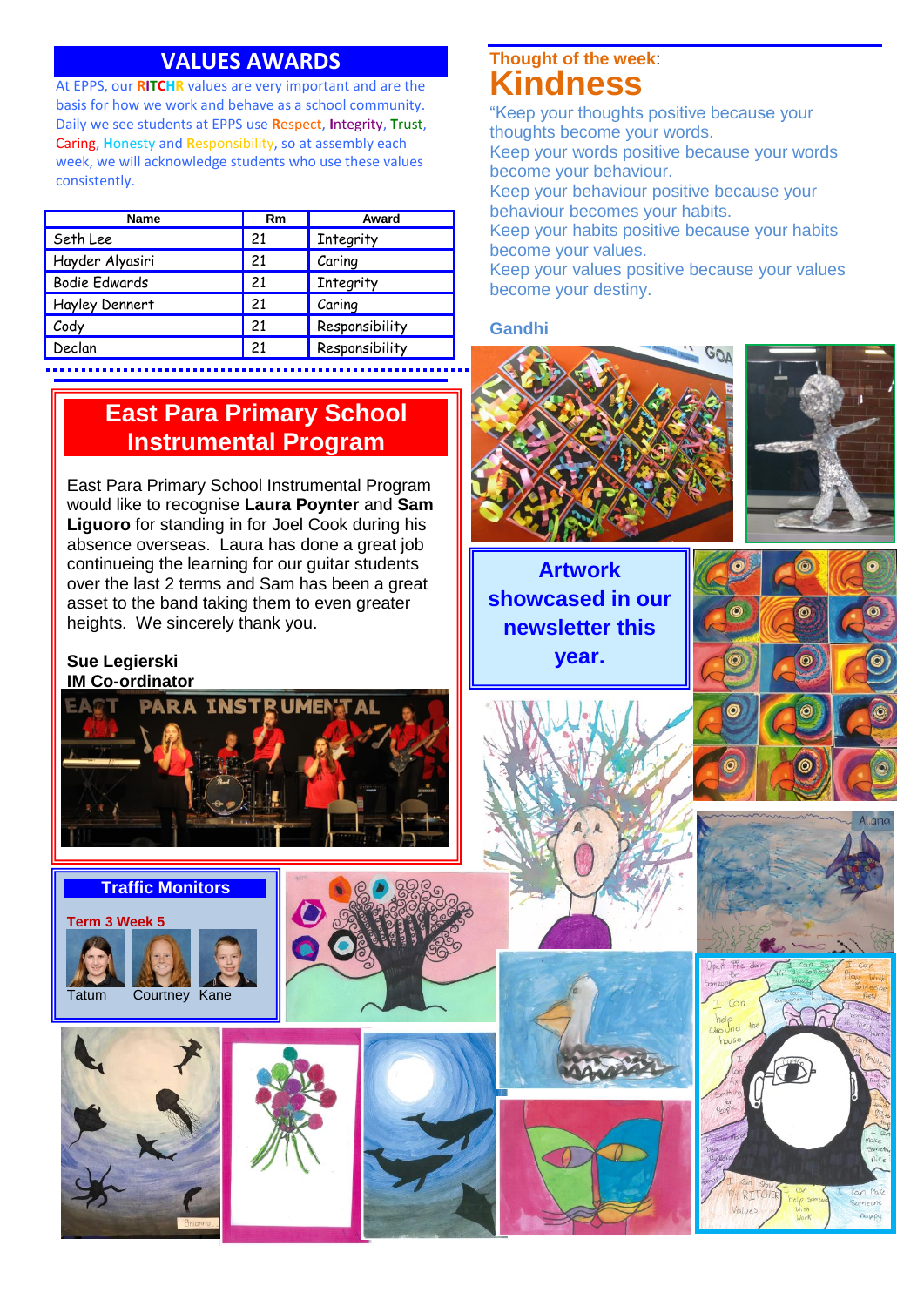## VALUES AWARDS

At EPPS, our RITCHR values are very important and are the basis for how we work and behave as a school community. Daily we see students at EPPS use Respect, Integrity, Trust, Caring, Honesty and Responsibility, so at assembly each week, we will acknowledge students who use these values consistently.

| Name | Rm | Award |
|---|---|---|
| Seth Lee | 21 | Integrity |
| Hayder Alyasiri | 21 | Caring |
| Bodie Edwards | 21 | Integrity |
| Hayley Dennert | 21 | Caring |
| Cody | 21 | Responsibility |
| Declan | 21 | Responsibility |

## East Para Primary School Instrumental Program

East Para Primary School Instrumental Program would like to recognise **Laura Poynter** and **Sam Liguoro** for standing in for Joel Cook during his absence overseas. Laura has done a great job contineuing the learning for our guitar students over the last 2 terms and Sam has been a great asset to the band taking them to even greater heights. We sincerely thank you.

**Sue Legierski**
**IM Co-ordinator**

## Traffic Monitors

**Term 3 Week 5**

Tatum Courtney Kane

## Thought of the week: Kindness

"Keep your thoughts positive because your thoughts become your words.
Keep your words positive because your words become your behaviour.
Keep your behaviour positive because your behaviour becomes your habits.
Keep your habits positive because your habits become your values.
Keep your values positive because your values become your destiny.

**Gandhi**

## Artwork showcased in our newsletter this year.